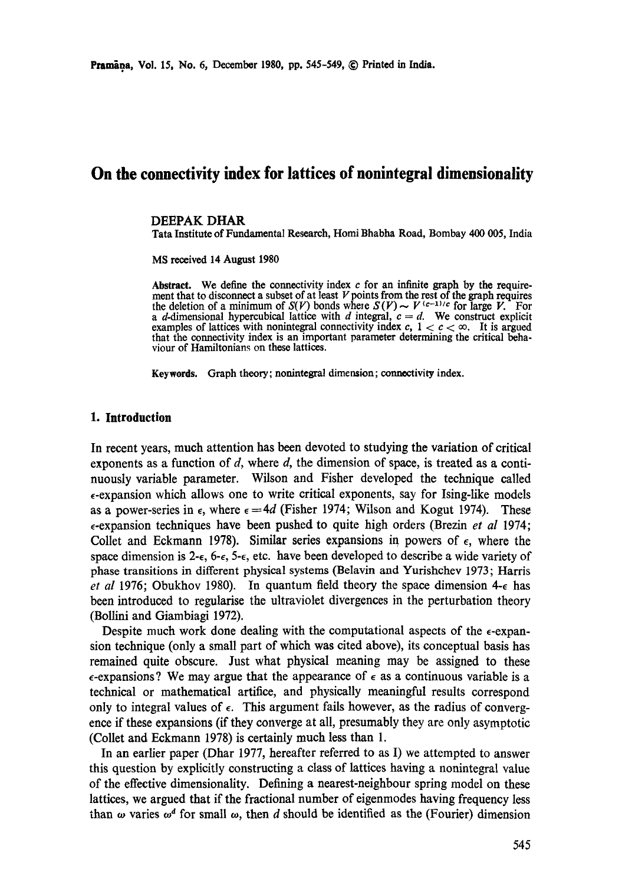# On the connectivity index for lattices of nonintegral dimensionality

DEEPAK DHAR

Tata Institute of Fundamental Research, Homi Bhabha Road, Bombay 400 005, India

MS received 14 August 1980

**Abstract.** We define the connectivity index $c$ for an infinite graph by the requirement that to disconnect a subset of at least $V$ points from the rest of the graph requires the deletion of a minimum of $S(V)$ bonds where $S(V) \sim V^{(c-1)/c}$ for large $V$. For a $d$-dimensional hypercubical lattice with $d$ integral, $c = d$. We construct explicit examples of lattices with nonintegral connectivity index $c$, $1 < c < \infty$. It is argued that the connectivity index is an important parameter determining the critical behaviour of Hamiltonians on these lattices.

**Keywords.** Graph theory; nonintegral dimension; connectivity index.

## 1. Introduction

In recent years, much attention has been devoted to studying the variation of critical exponents as a function of $d$, where $d$, the dimension of space, is treated as a continuously variable parameter. Wilson and Fisher developed the technique called $\epsilon$-expansion which allows one to write critical exponents, say for Ising-like models as a power-series in $\epsilon$, where $\epsilon = 4d$ (Fisher 1974; Wilson and Kogut 1974). These $\epsilon$-expansion techniques have been pushed to quite high orders (Brezin *et al* 1974; Collet and Eckmann 1978). Similar series expansions in powers of $\epsilon$, where the space dimension is 2-$\epsilon$, 6-$\epsilon$, 5-$\epsilon$, etc. have been developed to describe a wide variety of phase transitions in different physical systems (Belavin and Yurishchev 1973; Harris *et al* 1976; Obukhov 1980). In quantum field theory the space dimension 4-$\epsilon$ has been introduced to regularise the ultraviolet divergences in the perturbation theory (Bollini and Giambiagi 1972).

Despite much work done dealing with the computational aspects of the $\epsilon$-expansion technique (only a small part of which was cited above), its conceptual basis has remained quite obscure. Just what physical meaning may be assigned to these $\epsilon$-expansions? We may argue that the appearance of $\epsilon$ as a continuous variable is a technical or mathematical artifice, and physically meaningful results correspond only to integral values of $\epsilon$. This argument fails however, as the radius of convergence if these expansions (if they converge at all, presumably they are only asymptotic (Collet and Eckmann 1978) is certainly much less than 1.

In an earlier paper (Dhar 1977, hereafter referred to as I) we attempted to answer this question by explicitly constructing a class of lattices having a nonintegral value of the effective dimensionality. Defining a nearest-neighbour spring model on these lattices, we argued that if the fractional number of eigenmodes having frequency less than $\omega$ varies $\omega^d$ for small $\omega$, then $d$ should be identified as the (Fourier) dimension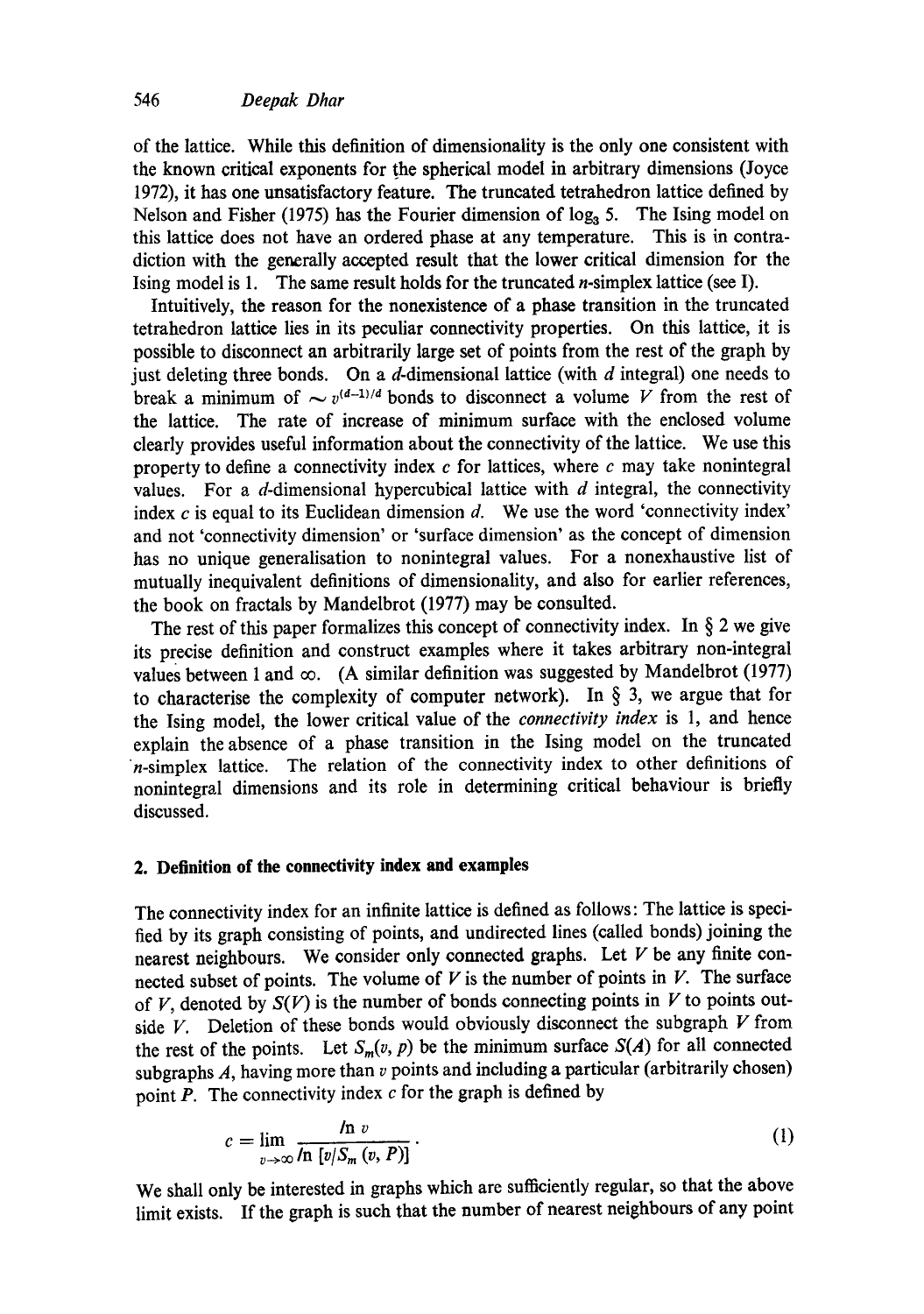of the lattice. While this definition of dimensionality is the only one consistent with the known critical exponents for the spherical model in arbitrary dimensions (Joyce 1972), it has one unsatisfactory feature. The truncated tetrahedron lattice defined by Nelson and Fisher (1975) has the Fourier dimension of $\log_3 5$. The Ising model on this lattice does not have an ordered phase at any temperature. This is in contradiction with the generally accepted result that the lower critical dimension for the Ising model is 1. The same result holds for the truncated $n$-simplex lattice (see I).

Intuitively, the reason for the nonexistence of a phase transition in the truncated tetrahedron lattice lies in its peculiar connectivity properties. On this lattice, it is possible to disconnect an arbitrarily large set of points from the rest of the graph by just deleting three bonds. On a $d$-dimensional lattice (with $d$ integral) one needs to break a minimum of $\sim v^{(d-1)/d}$ bonds to disconnect a volume $V$ from the rest of the lattice. The rate of increase of minimum surface with the enclosed volume clearly provides useful information about the connectivity of the lattice. We use this property to define a connectivity index $c$ for lattices, where $c$ may take nonintegral values. For a $d$-dimensional hypercubical lattice with $d$ integral, the connectivity index $c$ is equal to its Euclidean dimension $d$. We use the word 'connectivity index' and not 'connectivity dimension' or 'surface dimension' as the concept of dimension has no unique generalisation to nonintegral values. For a nonexhaustive list of mutually inequivalent definitions of dimensionality, and also for earlier references, the book on fractals by Mandelbrot (1977) may be consulted.

The rest of this paper formalizes this concept of connectivity index. In § 2 we give its precise definition and construct examples where it takes arbitrary non-integral values between 1 and $\infty$. (A similar definition was suggested by Mandelbrot (1977) to characterise the complexity of computer network). In § 3, we argue that for the Ising model, the lower critical value of the *connectivity index* is 1, and hence explain the absence of a phase transition in the Ising model on the truncated $n$-simplex lattice. The relation of the connectivity index to other definitions of nonintegral dimensions and its role in determining critical behaviour is briefly discussed.

## 2. Definition of the connectivity index and examples

The connectivity index for an infinite lattice is defined as follows: The lattice is specified by its graph consisting of points, and undirected lines (called bonds) joining the nearest neighbours. We consider only connected graphs. Let $V$ be any finite connected subset of points. The volume of $V$ is the number of points in $V$. The surface of $V$, denoted by $S(V)$ is the number of bonds connecting points in $V$ to points outside $V$. Deletion of these bonds would obviously disconnect the subgraph $V$ from the rest of the points. Let $S_m(v, p)$ be the minimum surface $S(A)$ for all connected subgraphs $A$, having more than $v$ points and including a particular (arbitrarily chosen) point $P$. The connectivity index $c$ for the graph is defined by

$$c = \lim_{v \to \infty} \frac{\ln v}{\ln [v / S_m(v, P)]}. \tag{1}$$

We shall only be interested in graphs which are sufficiently regular, so that the above limit exists. If the graph is such that the number of nearest neighbours of any point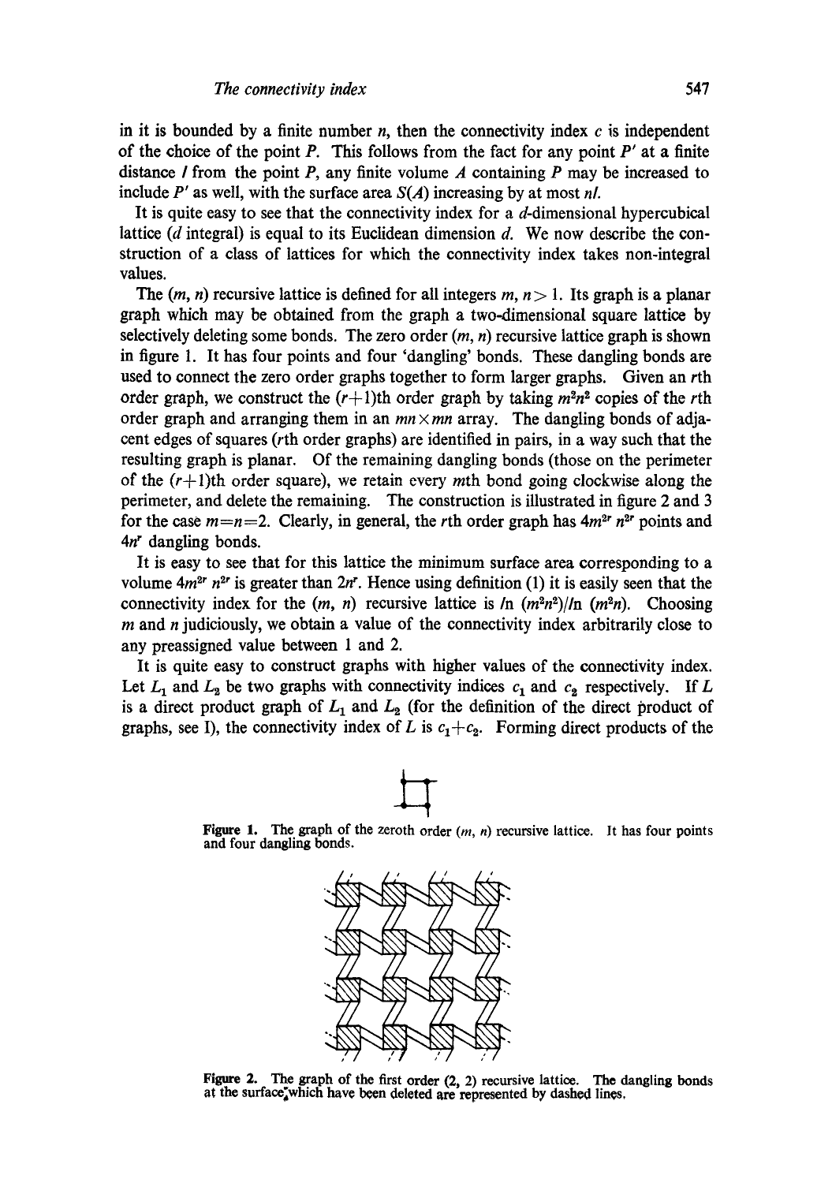in it is bounded by a finite number $n$, then the connectivity index $c$ is independent of the choice of the point $P$. This follows from the fact for any point $P'$ at a finite distance $l$ from the point $P$, any finite volume $A$ containing $P$ may be increased to include $P'$ as well, with the surface area $S(A)$ increasing by at most $nl$.

It is quite easy to see that the connectivity index for a $d$-dimensional hypercubical lattice ($d$ integral) is equal to its Euclidean dimension $d$. We now describe the construction of a class of lattices for which the connectivity index takes non-integral values.

The $(m, n)$ recursive lattice is defined for all integers $m, n > 1$. Its graph is a planar graph which may be obtained from the graph a two-dimensional square lattice by selectively deleting some bonds. The zero order $(m, n)$ recursive lattice graph is shown in figure 1. It has four points and four 'dangling' bonds. These dangling bonds are used to connect the zero order graphs together to form larger graphs. Given an $r$th order graph, we construct the $(r+1)$th order graph by taking $m^2n^2$ copies of the $r$th order graph and arranging them in an $mn \times mn$ array. The dangling bonds of adjacent edges of squares ($r$th order graphs) are identified in pairs, in a way such that the resulting graph is planar. Of the remaining dangling bonds (those on the perimeter of the $(r+1)$th order square), we retain every $m$th bond going clockwise along the perimeter, and delete the remaining. The construction is illustrated in figure 2 and 3 for the case $m=n=2$. Clearly, in general, the $r$th order graph has $4m^{2r} n^{2r}$ points and $4n^r$ dangling bonds.

It is easy to see that for this lattice the minimum surface area corresponding to a volume $4m^{2r} n^{2r}$ is greater than $2n^r$. Hence using definition (1) it is easily seen that the connectivity index for the $(m, n)$ recursive lattice is $\ln (m^2n^2)/\ln (m^2n)$. Choosing $m$ and $n$ judiciously, we obtain a value of the connectivity index arbitrarily close to any preassigned value between 1 and 2.

It is quite easy to construct graphs with higher values of the connectivity index. Let $L_1$ and $L_2$ be two graphs with connectivity indices $c_1$ and $c_2$ respectively. If $L$ is a direct product graph of $L_1$ and $L_2$ (for the definition of the direct product of graphs, see I), the connectivity index of $L$ is $c_1+c_2$. Forming direct products of the

**Figure 1.** The graph of the zeroth order $(m, n)$ recursive lattice. It has four points and four dangling bonds.

**Figure 2.** The graph of the first order (2, 2) recursive lattice. The dangling bonds at the surface which have been deleted are represented by dashed lines.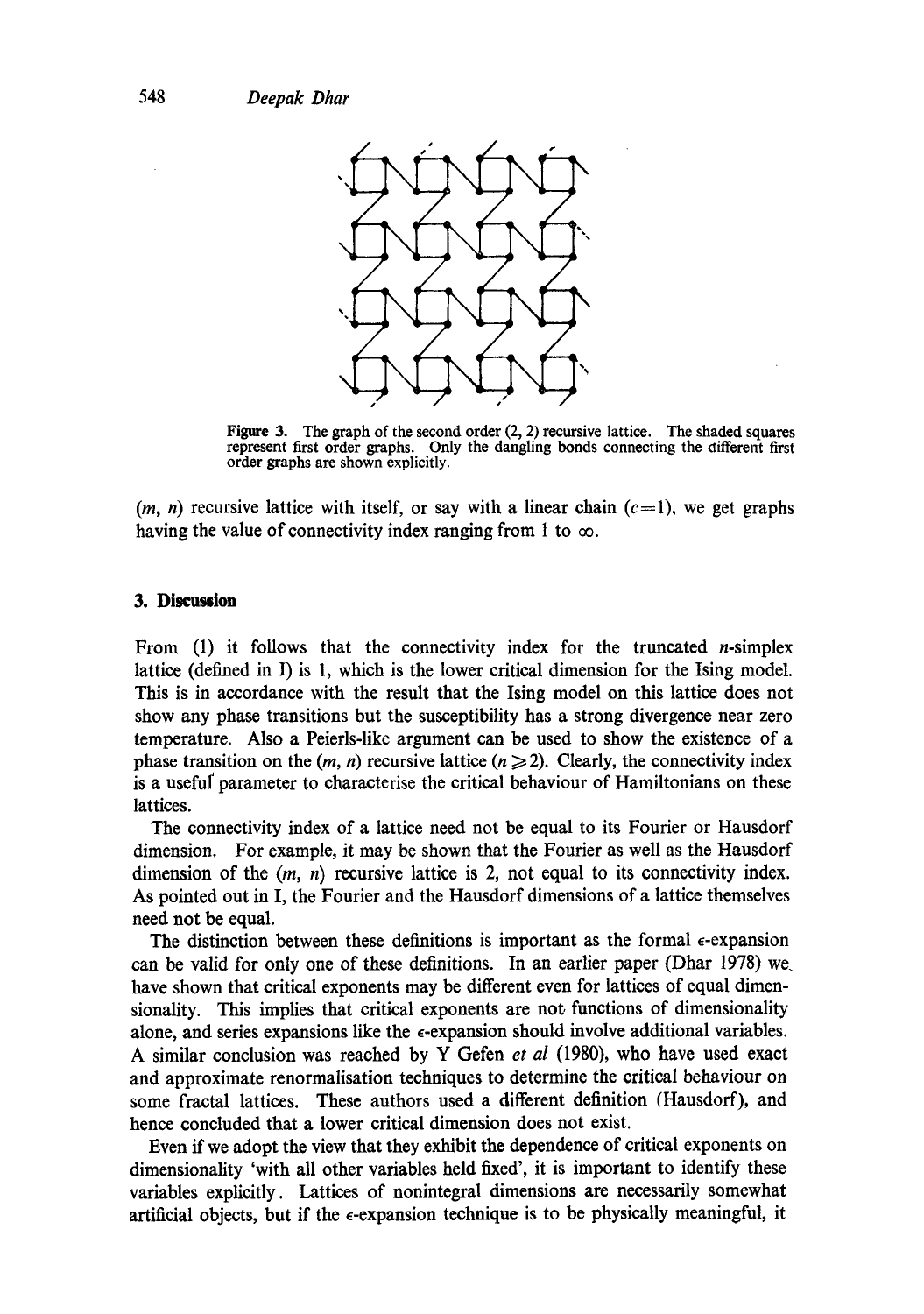**Figure 3.** The graph of the second order (2, 2) recursive lattice. The shaded squares represent first order graphs. Only the dangling bonds connecting the different first order graphs are shown explicitly.

$(m, n)$ recursive lattice with itself, or say with a linear chain $(c=1)$, we get graphs having the value of connectivity index ranging from 1 to $\infty$.

## 3. Discussion

From (1) it follows that the connectivity index for the truncated $n$-simplex lattice (defined in I) is 1, which is the lower critical dimension for the Ising model. This is in accordance with the result that the Ising model on this lattice does not show any phase transitions but the susceptibility has a strong divergence near zero temperature. Also a Peierls-like argument can be used to show the existence of a phase transition on the $(m, n)$ recursive lattice $(n \geqslant 2)$. Clearly, the connectivity index is a useful parameter to characterise the critical behaviour of Hamiltonians on these lattices.

The connectivity index of a lattice need not be equal to its Fourier or Hausdorf dimension. For example, it may be shown that the Fourier as well as the Hausdorf dimension of the $(m, n)$ recursive lattice is 2, not equal to its connectivity index. As pointed out in I, the Fourier and the Hausdorf dimensions of a lattice themselves need not be equal.

The distinction between these definitions is important as the formal $\epsilon$-expansion can be valid for only one of these definitions. In an earlier paper (Dhar 1978) we have shown that critical exponents may be different even for lattices of equal dimensionality. This implies that critical exponents are not functions of dimensionality alone, and series expansions like the $\epsilon$-expansion should involve additional variables. A similar conclusion was reached by Y Gefen *et al* (1980), who have used exact and approximate renormalisation techniques to determine the critical behaviour on some fractal lattices. These authors used a different definition (Hausdorf), and hence concluded that a lower critical dimension does not exist.

Even if we adopt the view that they exhibit the dependence of critical exponents on dimensionality 'with all other variables held fixed', it is important to identify these variables explicitly. Lattices of nonintegral dimensions are necessarily somewhat artificial objects, but if the $\epsilon$-expansion technique is to be physically meaningful, it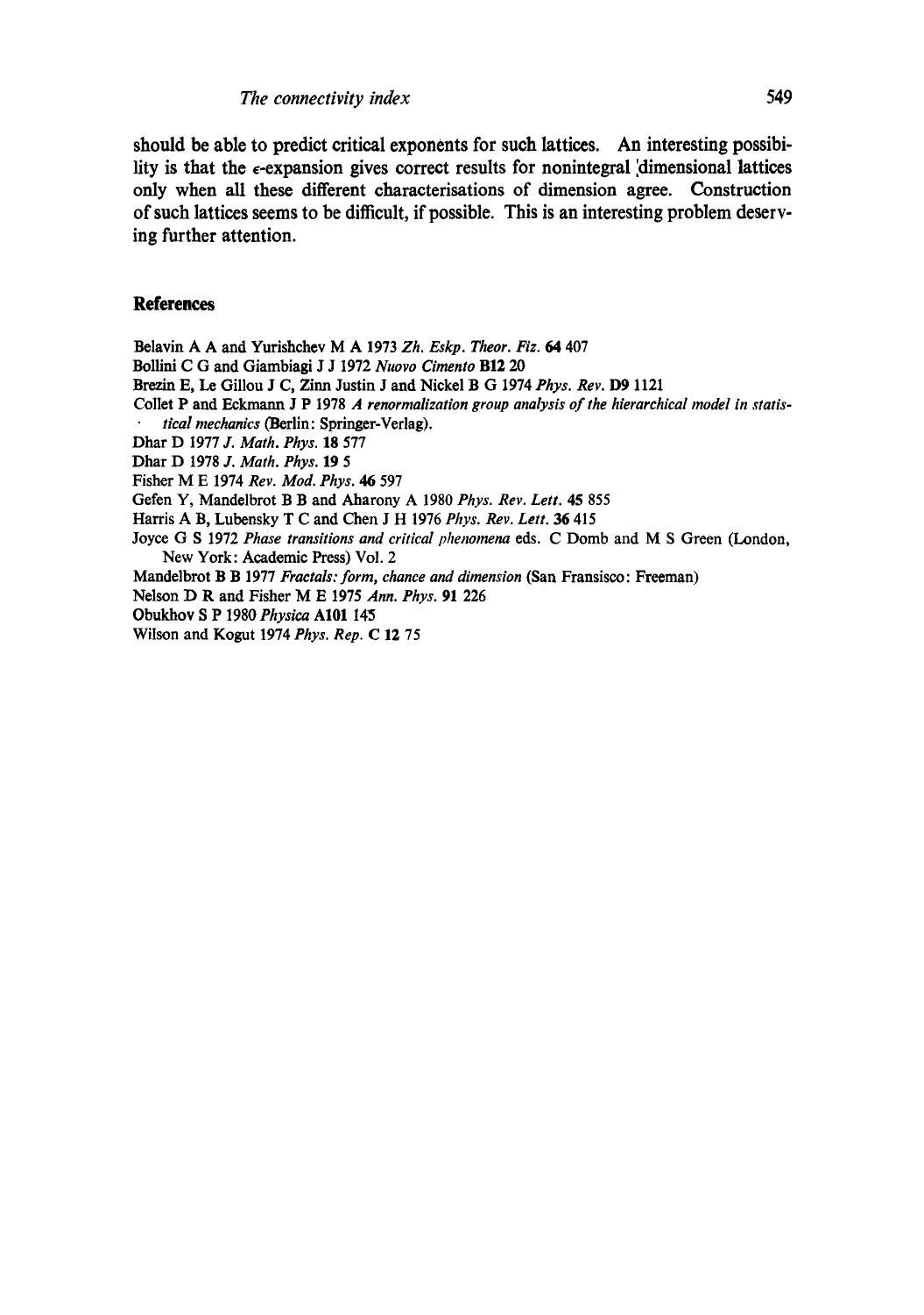should be able to predict critical exponents for such lattices. An interesting possibility is that the $\epsilon$-expansion gives correct results for nonintegral dimensional lattices only when all these different characterisations of dimension agree. Construction of such lattices seems to be difficult, if possible. This is an interesting problem deserving further attention.

## References

Belavin A A and Yurishchev M A 1973 *Zh. Eskp. Theor. Fiz.* **64** 407

Bollini C G and Giambiagi J J 1972 *Nuovo Cimento* **B12** 20

Brezin E, Le Gillou J C, Zinn Justin J and Nickel B G 1974 *Phys. Rev.* **D9** 1121

Collet P and Eckmann J P 1978 *A renormalization group analysis of the hierarchical model in statistical mechanics* (Berlin: Springer-Verlag).

Dhar D 1977 *J. Math. Phys.* **18** 577

Dhar D 1978 *J. Math. Phys.* **19** 5

Fisher M E 1974 *Rev. Mod. Phys.* **46** 597

Gefen Y, Mandelbrot B B and Aharony A 1980 *Phys. Rev. Lett.* **45** 855

Harris A B, Lubensky T C and Chen J H 1976 *Phys. Rev. Lett.* **36** 415

Joyce G S 1972 *Phase transitions and critical phenomena* eds. C Domb and M S Green (London, New York: Academic Press) Vol. 2

Mandelbrot B B 1977 *Fractals: form, chance and dimension* (San Fransisco: Freeman)

Nelson D R and Fisher M E 1975 *Ann. Phys.* **91** 226

Obukhov S P 1980 *Physica* **A101** 145

Wilson and Kogut 1974 *Phys. Rep.* **C 12** 75